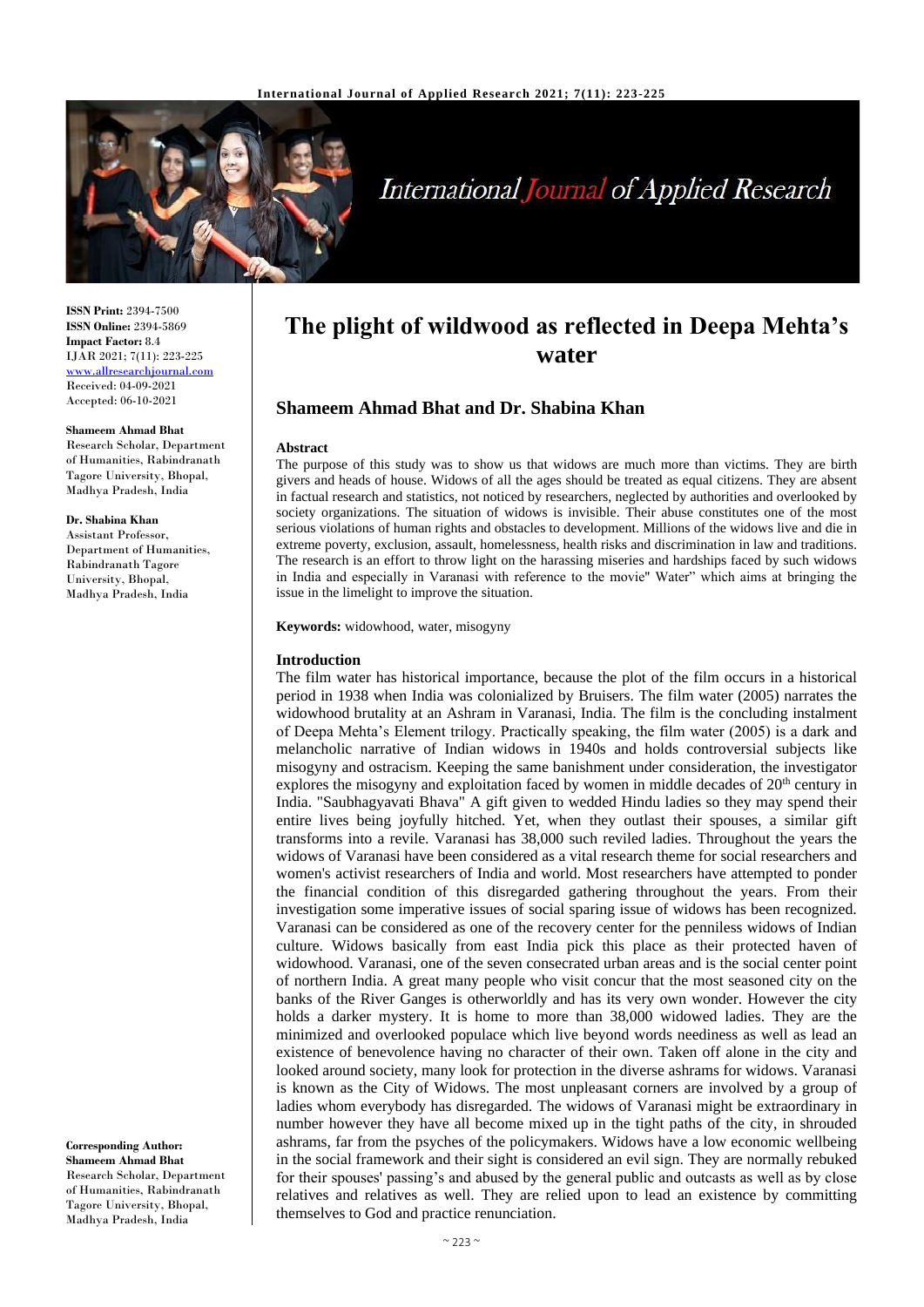**ISSN Print:** 2394-7500
**ISSN Online:** 2394-5869
**Impact Factor:** 8.4
IJAR 2021; 7(11): 223-225
www.allresearchjournal.com
Received: 04-09-2021
Accepted: 06-10-2021

**Shameem Ahmad Bhat**
Research Scholar, Department of Humanities, Rabindranath Tagore University, Bhopal, Madhya Pradesh, India

**Dr. Shabina Khan**
Assistant Professor, Department of Humanities, Rabindranath Tagore University, Bhopal, Madhya Pradesh, India

**Corresponding Author:**
**Shameem Ahmad Bhat**
Research Scholar, Department of Humanities, Rabindranath Tagore University, Bhopal, Madhya Pradesh, India

# The plight of wildwood as reflected in Deepa Mehta's water

## Shameem Ahmad Bhat and Dr. Shabina Khan

**Abstract**

The purpose of this study was to show us that widows are much more than victims. They are birth givers and heads of house. Widows of all the ages should be treated as equal citizens. They are absent in factual research and statistics, not noticed by researchers, neglected by authorities and overlooked by society organizations. The situation of widows is invisible. Their abuse constitutes one of the most serious violations of human rights and obstacles to development. Millions of the widows live and die in extreme poverty, exclusion, assault, homelessness, health risks and discrimination in law and traditions. The research is an effort to throw light on the harassing miseries and hardships faced by such widows in India and especially in Varanasi with reference to the movie" Water" which aims at bringing the issue in the limelight to improve the situation.

**Keywords:** widowhood, water, misogyny

**Introduction**

The film water has historical importance, because the plot of the film occurs in a historical period in 1938 when India was colonialized by Bruisers. The film water (2005) narrates the widowhood brutality at an Ashram in Varanasi, India. The film is the concluding instalment of Deepa Mehta's Element trilogy. Practically speaking, the film water (2005) is a dark and melancholic narrative of Indian widows in 1940s and holds controversial subjects like misogyny and ostracism. Keeping the same banishment under consideration, the investigator explores the misogyny and exploitation faced by women in middle decades of 20th century in India. "Saubhagyavati Bhava" A gift given to wedded Hindu ladies so they may spend their entire lives being joyfully hitched. Yet, when they outlast their spouses, a similar gift transforms into a revile. Varanasi has 38,000 such reviled ladies. Throughout the years the widows of Varanasi have been considered as a vital research theme for social researchers and women's activist researchers of India and world. Most researchers have attempted to ponder the financial condition of this disregarded gathering throughout the years. From their investigation some imperative issues of social sparing issue of widows has been recognized. Varanasi can be considered as one of the recovery center for the penniless widows of Indian culture. Widows basically from east India pick this place as their protected haven of widowhood. Varanasi, one of the seven consecrated urban areas and is the social center point of northern India. A great many people who visit concur that the most seasoned city on the banks of the River Ganges is otherworldly and has its very own wonder. However the city holds a darker mystery. It is home to more than 38,000 widowed ladies. They are the minimized and overlooked populace which live beyond words neediness as well as lead an existence of benevolence having no character of their own. Taken off alone in the city and looked around society, many look for protection in the diverse ashrams for widows. Varanasi is known as the City of Widows. The most unpleasant corners are involved by a group of ladies whom everybody has disregarded. The widows of Varanasi might be extraordinary in number however they have all become mixed up in the tight paths of the city, in shrouded ashrams, far from the psyches of the policymakers. Widows have a low economic wellbeing in the social framework and their sight is considered an evil sign. They are normally rebuked for their spouses' passing's and abused by the general public and outcasts as well as by close relatives and relatives as well. They are relied upon to lead an existence by committing themselves to God and practice renunciation.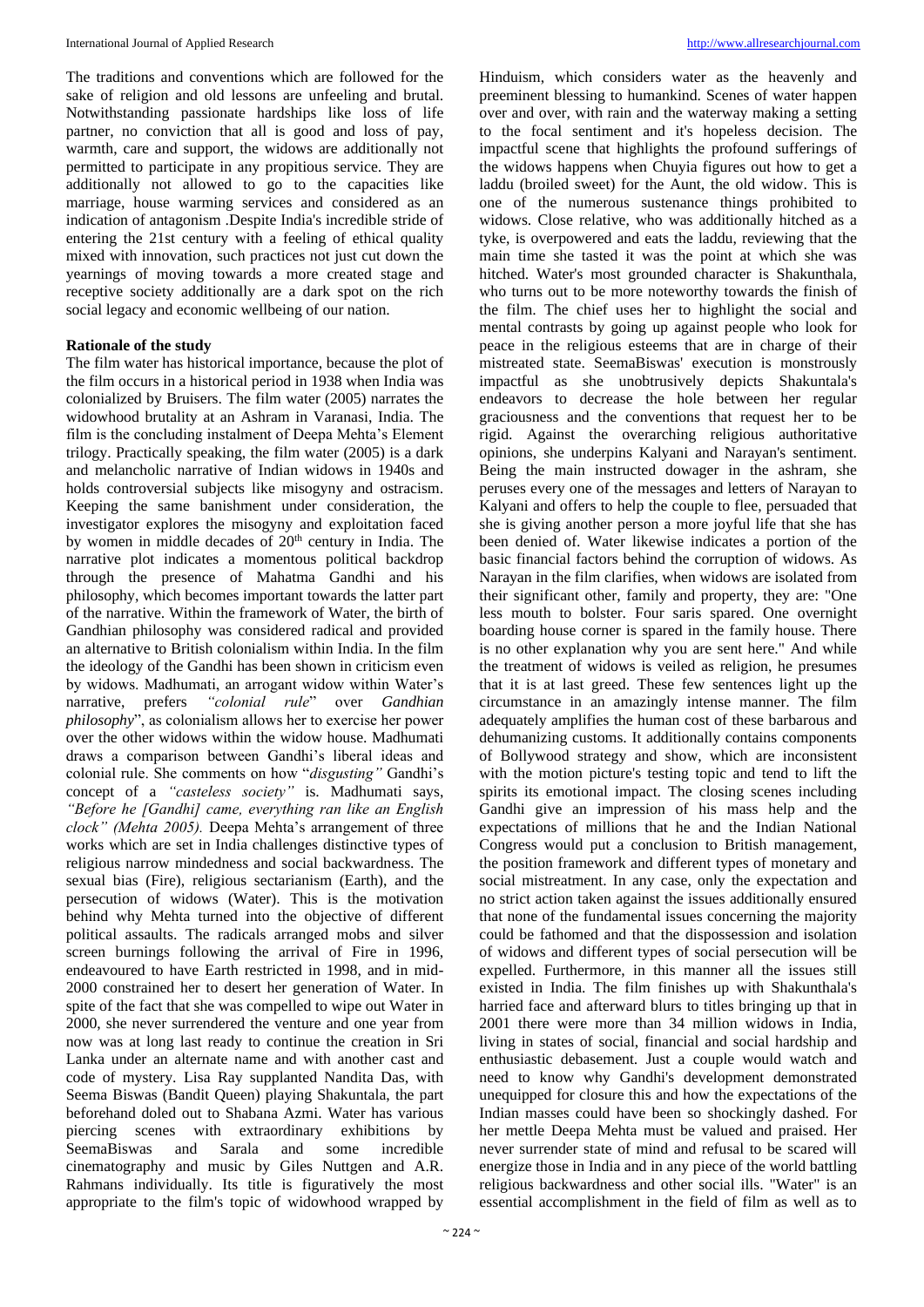The traditions and conventions which are followed for the sake of religion and old lessons are unfeeling and brutal. Notwithstanding passionate hardships like loss of life partner, no conviction that all is good and loss of pay, warmth, care and support, the widows are additionally not permitted to participate in any propitious service. They are additionally not allowed to go to the capacities like marriage, house warming services and considered as an indication of antagonism .Despite India's incredible stride of entering the 21st century with a feeling of ethical quality mixed with innovation, such practices not just cut down the yearnings of moving towards a more created stage and receptive society additionally are a dark spot on the rich social legacy and economic wellbeing of our nation.

**Rationale of the study**

The film water has historical importance, because the plot of the film occurs in a historical period in 1938 when India was colonialized by Bruisers. The film water (2005) narrates the widowhood brutality at an Ashram in Varanasi, India. The film is the concluding instalment of Deepa Mehta's Element trilogy. Practically speaking, the film water (2005) is a dark and melancholic narrative of Indian widows in 1940s and holds controversial subjects like misogyny and ostracism. Keeping the same banishment under consideration, the investigator explores the misogyny and exploitation faced by women in middle decades of 20th century in India. The narrative plot indicates a momentous political backdrop through the presence of Mahatma Gandhi and his philosophy, which becomes important towards the latter part of the narrative. Within the framework of Water, the birth of Gandhian philosophy was considered radical and provided an alternative to British colonialism within India. In the film the ideology of the Gandhi has been shown in criticism even by widows. Madhumati, an arrogant widow within Water's narrative, prefers *"colonial rule*" over *Gandhian philosophy*", as colonialism allows her to exercise her power over the other widows within the widow house. Madhumati draws a comparison between Gandhi's liberal ideas and colonial rule. She comments on how "*disgusting"* Gandhi's concept of a *"casteless society"* is. Madhumati says, *"Before he [Gandhi] came, everything ran like an English clock" (Mehta 2005).* Deepa Mehta's arrangement of three works which are set in India challenges distinctive types of religious narrow mindedness and social backwardness. The sexual bias (Fire), religious sectarianism (Earth), and the persecution of widows (Water). This is the motivation behind why Mehta turned into the objective of different political assaults. The radicals arranged mobs and silver screen burnings following the arrival of Fire in 1996, endeavoured to have Earth restricted in 1998, and in mid-2000 constrained her to desert her generation of Water. In spite of the fact that she was compelled to wipe out Water in 2000, she never surrendered the venture and one year from now was at long last ready to continue the creation in Sri Lanka under an alternate name and with another cast and code of mystery. Lisa Ray supplanted Nandita Das, with Seema Biswas (Bandit Queen) playing Shakuntala, the part beforehand doled out to Shabana Azmi. Water has various piercing scenes with extraordinary exhibitions by SeemaBiswas and Sarala and some incredible cinematography and music by Giles Nuttgen and A.R. Rahmans individually. Its title is figuratively the most appropriate to the film's topic of widowhood wrapped by Hinduism, which considers water as the heavenly and preeminent blessing to humankind. Scenes of water happen over and over, with rain and the waterway making a setting to the focal sentiment and it's hopeless decision. The impactful scene that highlights the profound sufferings of the widows happens when Chuyia figures out how to get a laddu (broiled sweet) for the Aunt, the old widow. This is one of the numerous sustenance things prohibited to widows. Close relative, who was additionally hitched as a tyke, is overpowered and eats the laddu, reviewing that the main time she tasted it was the point at which she was hitched. Water's most grounded character is Shakunthala, who turns out to be more noteworthy towards the finish of the film. The chief uses her to highlight the social and mental contrasts by going up against people who look for peace in the religious esteems that are in charge of their mistreated state. SeemaBiswas' execution is monstrously impactful as she unobtrusively depicts Shakuntala's endeavors to decrease the hole between her regular graciousness and the conventions that request her to be rigid. Against the overarching religious authoritative opinions, she underpins Kalyani and Narayan's sentiment. Being the main instructed dowager in the ashram, she peruses every one of the messages and letters of Narayan to Kalyani and offers to help the couple to flee, persuaded that she is giving another person a more joyful life that she has been denied of. Water likewise indicates a portion of the basic financial factors behind the corruption of widows. As Narayan in the film clarifies, when widows are isolated from their significant other, family and property, they are: "One less mouth to bolster. Four saris spared. One overnight boarding house corner is spared in the family house. There is no other explanation why you are sent here." And while the treatment of widows is veiled as religion, he presumes that it is at last greed. These few sentences light up the circumstance in an amazingly intense manner. The film adequately amplifies the human cost of these barbarous and dehumanizing customs. It additionally contains components of Bollywood strategy and show, which are inconsistent with the motion picture's testing topic and tend to lift the spirits its emotional impact. The closing scenes including Gandhi give an impression of his mass help and the expectations of millions that he and the Indian National Congress would put a conclusion to British management, the position framework and different types of monetary and social mistreatment. In any case, only the expectation and no strict action taken against the issues additionally ensured that none of the fundamental issues concerning the majority could be fathomed and that the dispossession and isolation of widows and different types of social persecution will be expelled. Furthermore, in this manner all the issues still existed in India. The film finishes up with Shakunthala's harried face and afterward blurs to titles bringing up that in 2001 there were more than 34 million widows in India, living in states of social, financial and social hardship and enthusiastic debasement. Just a couple would watch and need to know why Gandhi's development demonstrated unequipped for closure this and how the expectations of the Indian masses could have been so shockingly dashed. For her mettle Deepa Mehta must be valued and praised. Her never surrender state of mind and refusal to be scared will energize those in India and in any piece of the world battling religious backwardness and other social ills. "Water" is an essential accomplishment in the field of film as well as to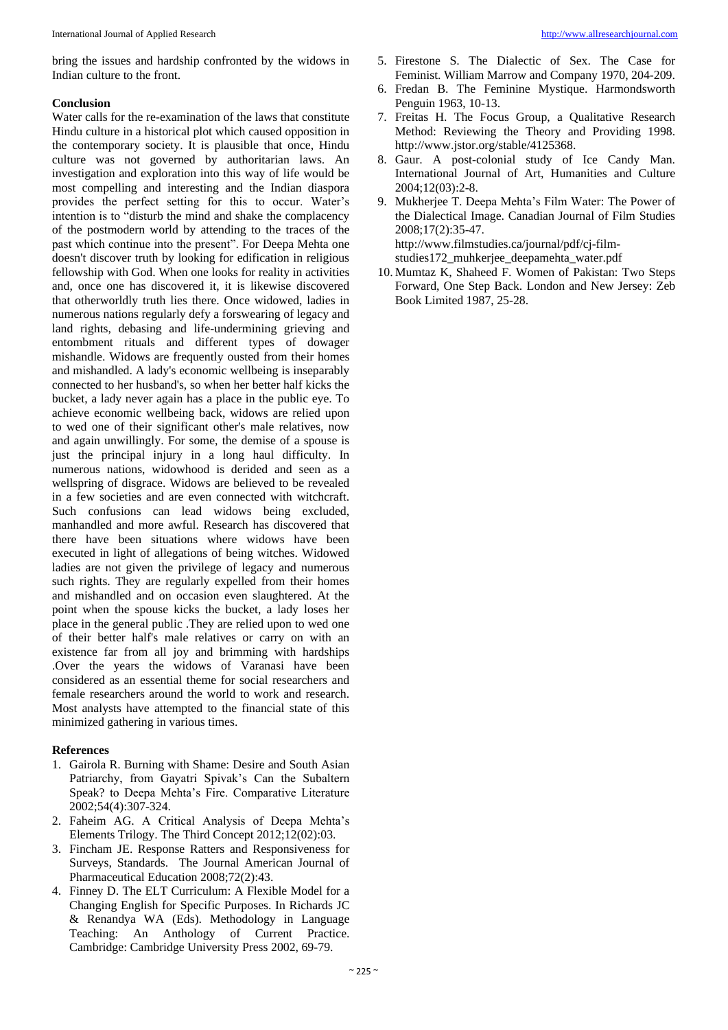bring the issues and hardship confronted by the widows in Indian culture to the front.

## Conclusion

Water calls for the re-examination of the laws that constitute Hindu culture in a historical plot which caused opposition in the contemporary society. It is plausible that once, Hindu culture was not governed by authoritarian laws. An investigation and exploration into this way of life would be most compelling and interesting and the Indian diaspora provides the perfect setting for this to occur. Water's intention is to "disturb the mind and shake the complacency of the postmodern world by attending to the traces of the past which continue into the present". For Deepa Mehta one doesn't discover truth by looking for edification in religious fellowship with God. When one looks for reality in activities and, once one has discovered it, it is likewise discovered that otherworldly truth lies there. Once widowed, ladies in numerous nations regularly defy a forswearing of legacy and land rights, debasing and life-undermining grieving and entombment rituals and different types of dowager mishandle. Widows are frequently ousted from their homes and mishandled. A lady's economic wellbeing is inseparably connected to her husband's, so when her better half kicks the bucket, a lady never again has a place in the public eye. To achieve economic wellbeing back, widows are relied upon to wed one of their significant other's male relatives, now and again unwillingly. For some, the demise of a spouse is just the principal injury in a long haul difficulty. In numerous nations, widowhood is derided and seen as a wellspring of disgrace. Widows are believed to be revealed in a few societies and are even connected with witchcraft. Such confusions can lead widows being excluded, manhandled and more awful. Research has discovered that there have been situations where widows have been executed in light of allegations of being witches. Widowed ladies are not given the privilege of legacy and numerous such rights. They are regularly expelled from their homes and mishandled and on occasion even slaughtered. At the point when the spouse kicks the bucket, a lady loses her place in the general public .They are relied upon to wed one of their better half's male relatives or carry on with an existence far from all joy and brimming with hardships .Over the years the widows of Varanasi have been considered as an essential theme for social researchers and female researchers around the world to work and research. Most analysts have attempted to the financial state of this minimized gathering in various times.

## References

1. Gairola R. Burning with Shame: Desire and South Asian Patriarchy, from Gayatri Spivak's Can the Subaltern Speak? to Deepa Mehta's Fire. Comparative Literature 2002;54(4):307-324.
2. Faheim AG. A Critical Analysis of Deepa Mehta's Elements Trilogy. The Third Concept 2012;12(02):03.
3. Fincham JE. Response Ratters and Responsiveness for Surveys, Standards. The Journal American Journal of Pharmaceutical Education 2008;72(2):43.
4. Finney D. The ELT Curriculum: A Flexible Model for a Changing English for Specific Purposes. In Richards JC & Renandya WA (Eds). Methodology in Language Teaching: An Anthology of Current Practice. Cambridge: Cambridge University Press 2002, 69-79.
5. Firestone S. The Dialectic of Sex. The Case for Feminist. William Marrow and Company 1970, 204-209.
6. Fredan B. The Feminine Mystique. Harmondsworth Penguin 1963, 10-13.
7. Freitas H. The Focus Group, a Qualitative Research Method: Reviewing the Theory and Providing 1998. http://www.jstor.org/stable/4125368.
8. Gaur. A post-colonial study of Ice Candy Man. International Journal of Art, Humanities and Culture 2004;12(03):2-8.
9. Mukherjee T. Deepa Mehta's Film Water: The Power of the Dialectical Image. Canadian Journal of Film Studies 2008;17(2):35-47. http://www.filmstudies.ca/journal/pdf/cj-film-studies172_muhkerjee_deepamehta_water.pdf
10. Mumtaz K, Shaheed F. Women of Pakistan: Two Steps Forward, One Step Back. London and New Jersey: Zeb Book Limited 1987, 25-28.